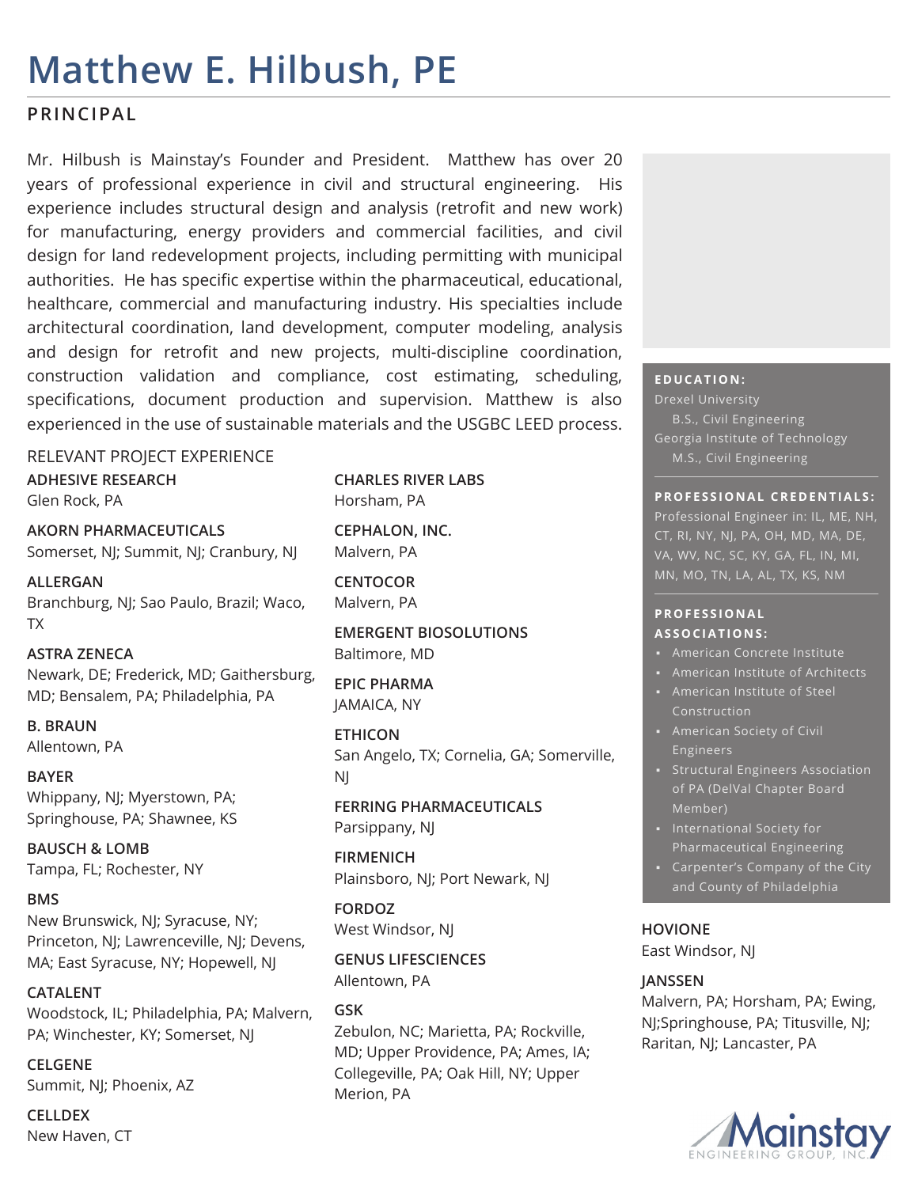# Matthew E. Hilbush, PE

## PRINCIPAL

Mr. Hilbush is Mainstay's Founder and President. Matthew has over 20 years of professional experience in civil and structural engineering. His experience includes structural design and analysis (retrofit and new work) for manufacturing, energy providers and commercial facilities, and civil design for land redevelopment projects, including permitting with municipal authorities. He has specific expertise within the pharmaceutical, educational, healthcare, commercial and manufacturing industry. His specialties include architectural coordination, land development, computer modeling, analysis and design for retrofit and new projects, multi-discipline coordination, construction validation and compliance, cost estimating, scheduling, specifications, document production and supervision. Matthew is also experienced in the use of sustainable materials and the USGBC LEED process.

**EDUCATION:**

Drexel University
B.S., Civil Engineering
Georgia Institute of Technology
M.S., Civil Engineering

**PROFESSIONAL CREDENTIALS:**

Professional Engineer in: IL, ME, NH, CT, RI, NY, NJ, PA, OH, MD, MA, DE, VA, WV, NC, SC, KY, GA, FL, IN, MI, MN, MO, TN, LA, AL, TX, KS, NM

**PROFESSIONAL ASSOCIATIONS:**

- American Concrete Institute
- American Institute of Architects
- American Institute of Steel Construction
- American Society of Civil Engineers
- Structural Engineers Association of PA (DelVal Chapter Board Member)
- International Society for Pharmaceutical Engineering
- Carpenter's Company of the City and County of Philadelphia

RELEVANT PROJECT EXPERIENCE

**ADHESIVE RESEARCH**
Glen Rock, PA

**AKORN PHARMACEUTICALS**
Somerset, NJ; Summit, NJ; Cranbury, NJ

**ALLERGAN**
Branchburg, NJ; Sao Paulo, Brazil; Waco, TX

**ASTRA ZENECA**
Newark, DE; Frederick, MD; Gaithersburg, MD; Bensalem, PA; Philadelphia, PA

**B. BRAUN**
Allentown, PA

**BAYER**
Whippany, NJ; Myerstown, PA; Springhouse, PA; Shawnee, KS

**BAUSCH & LOMB**
Tampa, FL; Rochester, NY

**BMS**
New Brunswick, NJ; Syracuse, NY; Princeton, NJ; Lawrenceville, NJ; Devens, MA; East Syracuse, NY; Hopewell, NJ

**CATALENT**
Woodstock, IL; Philadelphia, PA; Malvern, PA; Winchester, KY; Somerset, NJ

**CELGENE**
Summit, NJ; Phoenix, AZ

**CELLDEX**
New Haven, CT

**CHARLES RIVER LABS**
Horsham, PA

**CEPHALON, INC.**
Malvern, PA

**CENTOCOR**
Malvern, PA

**EMERGENT BIOSOLUTIONS**
Baltimore, MD

**EPIC PHARMA**
JAMAICA, NY

**ETHICON**
San Angelo, TX; Cornelia, GA; Somerville, NJ

**FERRING PHARMACEUTICALS**
Parsippany, NJ

**FIRMENICH**
Plainsboro, NJ; Port Newark, NJ

**FORDOZ**
West Windsor, NJ

**GENUS LIFESCIENCES**
Allentown, PA

**GSK**
Zebulon, NC; Marietta, PA; Rockville, MD; Upper Providence, PA; Ames, IA; Collegeville, PA; Oak Hill, NY; Upper Merion, PA

**HOVIONE**
East Windsor, NJ

**JANSSEN**
Malvern, PA; Horsham, PA; Ewing, NJ;Springhouse, PA; Titusville, NJ; Raritan, NJ; Lancaster, PA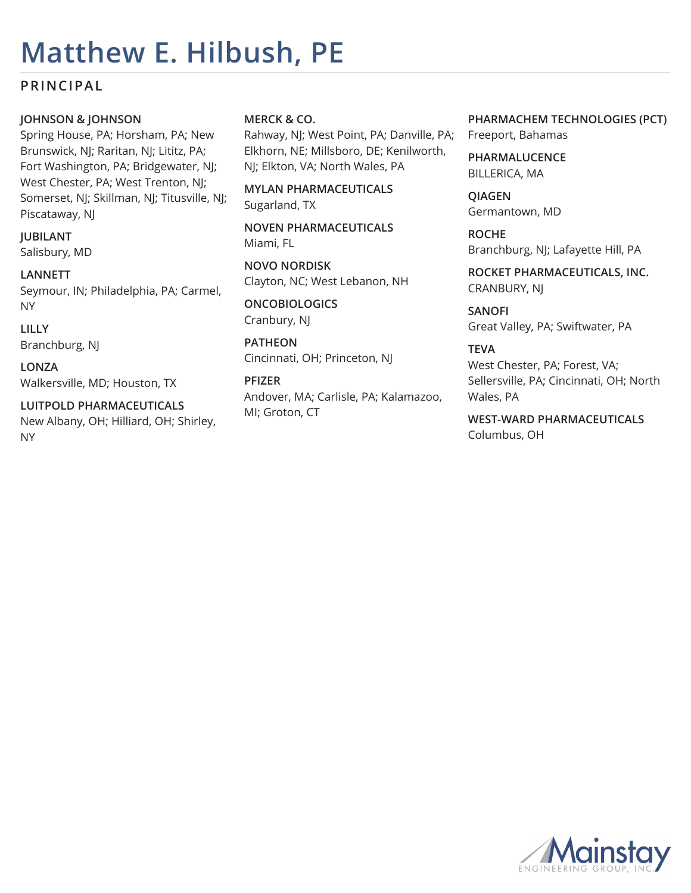# Matthew E. Hilbush, PE

## PRINCIPAL

**JOHNSON & JOHNSON**
Spring House, PA; Horsham, PA; New Brunswick, NJ; Raritan, NJ; Lititz, PA; Fort Washington, PA; Bridgewater, NJ; West Chester, PA; West Trenton, NJ; Somerset, NJ; Skillman, NJ; Titusville, NJ; Piscataway, NJ

**JUBILANT**
Salisbury, MD

**LANNETT**
Seymour, IN; Philadelphia, PA; Carmel, NY

**LILLY**
Branchburg, NJ

**LONZA**
Walkersville, MD; Houston, TX

**LUITPOLD PHARMACEUTICALS**
New Albany, OH; Hilliard, OH; Shirley, NY

**MERCK & CO.**
Rahway, NJ; West Point, PA; Danville, PA; Elkhorn, NE; Millsboro, DE; Kenilworth, NJ; Elkton, VA; North Wales, PA

**MYLAN PHARMACEUTICALS**
Sugarland, TX

**NOVEN PHARMACEUTICALS**
Miami, FL

**NOVO NORDISK**
Clayton, NC; West Lebanon, NH

**ONCOBIOLOGICS**
Cranbury, NJ

**PATHEON**
Cincinnati, OH; Princeton, NJ

**PFIZER**
Andover, MA; Carlisle, PA; Kalamazoo, MI; Groton, CT

**PHARMACHEM TECHNOLOGIES (PCT)**
Freeport, Bahamas

**PHARMALUCENCE**
BILLERICA, MA

**QIAGEN**
Germantown, MD

**ROCHE**
Branchburg, NJ; Lafayette Hill, PA

**ROCKET PHARMACEUTICALS, INC.**
CRANBURY, NJ

**SANOFI**
Great Valley, PA; Swiftwater, PA

**TEVA**
West Chester, PA; Forest, VA; Sellersville, PA; Cincinnati, OH; North Wales, PA

**WEST-WARD PHARMACEUTICALS**
Columbus, OH